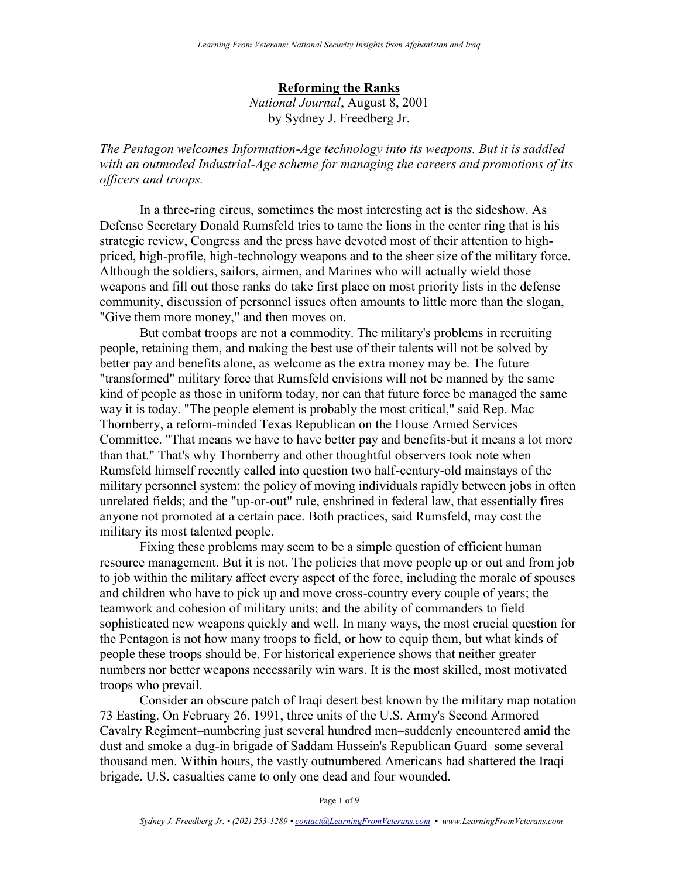# Reforming the Ranks

*National Journal*, August 8, 2001
by Sydney J. Freedberg Jr.

*The Pentagon welcomes Information-Age technology into its weapons. But it is saddled with an outmoded Industrial-Age scheme for managing the careers and promotions of its officers and troops.*

In a three-ring circus, sometimes the most interesting act is the sideshow. As Defense Secretary Donald Rumsfeld tries to tame the lions in the center ring that is his strategic review, Congress and the press have devoted most of their attention to high-priced, high-profile, high-technology weapons and to the sheer size of the military force. Although the soldiers, sailors, airmen, and Marines who will actually wield those weapons and fill out those ranks do take first place on most priority lists in the defense community, discussion of personnel issues often amounts to little more than the slogan, "Give them more money," and then moves on.

But combat troops are not a commodity. The military's problems in recruiting people, retaining them, and making the best use of their talents will not be solved by better pay and benefits alone, as welcome as the extra money may be. The future "transformed" military force that Rumsfeld envisions will not be manned by the same kind of people as those in uniform today, nor can that future force be managed the same way it is today. "The people element is probably the most critical," said Rep. Mac Thornberry, a reform-minded Texas Republican on the House Armed Services Committee. "That means we have to have better pay and benefits-but it means a lot more than that." That's why Thornberry and other thoughtful observers took note when Rumsfeld himself recently called into question two half-century-old mainstays of the military personnel system: the policy of moving individuals rapidly between jobs in often unrelated fields; and the "up-or-out" rule, enshrined in federal law, that essentially fires anyone not promoted at a certain pace. Both practices, said Rumsfeld, may cost the military its most talented people.

Fixing these problems may seem to be a simple question of efficient human resource management. But it is not. The policies that move people up or out and from job to job within the military affect every aspect of the force, including the morale of spouses and children who have to pick up and move cross-country every couple of years; the teamwork and cohesion of military units; and the ability of commanders to field sophisticated new weapons quickly and well. In many ways, the most crucial question for the Pentagon is not how many troops to field, or how to equip them, but what kinds of people these troops should be. For historical experience shows that neither greater numbers nor better weapons necessarily win wars. It is the most skilled, most motivated troops who prevail.

Consider an obscure patch of Iraqi desert best known by the military map notation 73 Easting. On February 26, 1991, three units of the U.S. Army's Second Armored Cavalry Regiment–numbering just several hundred men–suddenly encountered amid the dust and smoke a dug-in brigade of Saddam Hussein's Republican Guard–some several thousand men. Within hours, the vastly outnumbered Americans had shattered the Iraqi brigade. U.S. casualties came to only one dead and four wounded.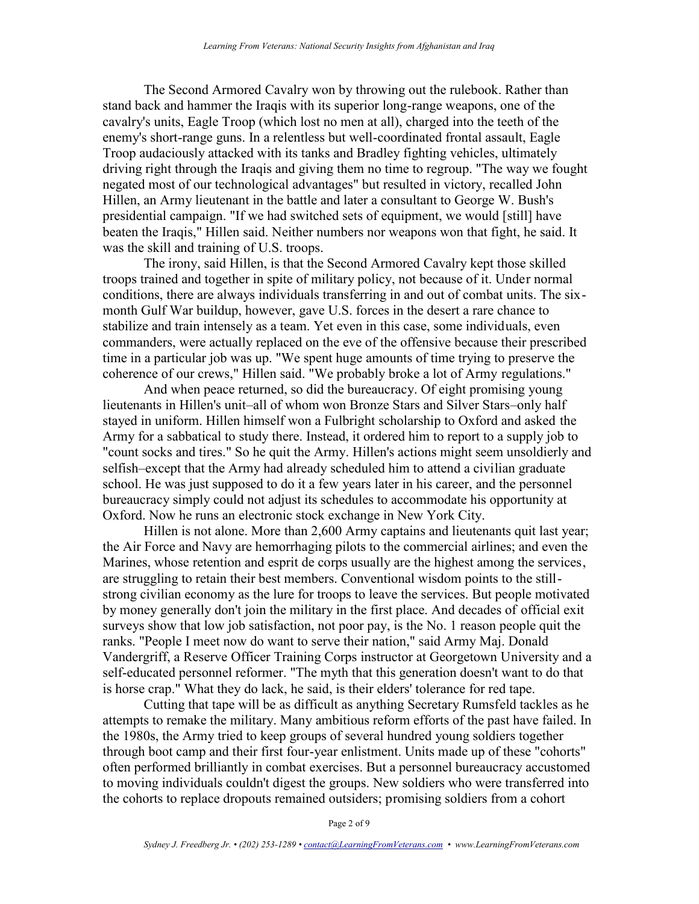The Second Armored Cavalry won by throwing out the rulebook. Rather than stand back and hammer the Iraqis with its superior long-range weapons, one of the cavalry's units, Eagle Troop (which lost no men at all), charged into the teeth of the enemy's short-range guns. In a relentless but well-coordinated frontal assault, Eagle Troop audaciously attacked with its tanks and Bradley fighting vehicles, ultimately driving right through the Iraqis and giving them no time to regroup. "The way we fought negated most of our technological advantages" but resulted in victory, recalled John Hillen, an Army lieutenant in the battle and later a consultant to George W. Bush's presidential campaign. "If we had switched sets of equipment, we would [still] have beaten the Iraqis," Hillen said. Neither numbers nor weapons won that fight, he said. It was the skill and training of U.S. troops.

The irony, said Hillen, is that the Second Armored Cavalry kept those skilled troops trained and together in spite of military policy, not because of it. Under normal conditions, there are always individuals transferring in and out of combat units. The six-month Gulf War buildup, however, gave U.S. forces in the desert a rare chance to stabilize and train intensely as a team. Yet even in this case, some individuals, even commanders, were actually replaced on the eve of the offensive because their prescribed time in a particular job was up. "We spent huge amounts of time trying to preserve the coherence of our crews," Hillen said. "We probably broke a lot of Army regulations."

And when peace returned, so did the bureaucracy. Of eight promising young lieutenants in Hillen's unit–all of whom won Bronze Stars and Silver Stars–only half stayed in uniform. Hillen himself won a Fulbright scholarship to Oxford and asked the Army for a sabbatical to study there. Instead, it ordered him to report to a supply job to "count socks and tires." So he quit the Army. Hillen's actions might seem unsoldierly and selfish–except that the Army had already scheduled him to attend a civilian graduate school. He was just supposed to do it a few years later in his career, and the personnel bureaucracy simply could not adjust its schedules to accommodate his opportunity at Oxford. Now he runs an electronic stock exchange in New York City.

Hillen is not alone. More than 2,600 Army captains and lieutenants quit last year; the Air Force and Navy are hemorrhaging pilots to the commercial airlines; and even the Marines, whose retention and esprit de corps usually are the highest among the services, are struggling to retain their best members. Conventional wisdom points to the still-strong civilian economy as the lure for troops to leave the services. But people motivated by money generally don't join the military in the first place. And decades of official exit surveys show that low job satisfaction, not poor pay, is the No. 1 reason people quit the ranks. "People I meet now do want to serve their nation," said Army Maj. Donald Vandergriff, a Reserve Officer Training Corps instructor at Georgetown University and a self-educated personnel reformer. "The myth that this generation doesn't want to do that is horse crap." What they do lack, he said, is their elders' tolerance for red tape.

Cutting that tape will be as difficult as anything Secretary Rumsfeld tackles as he attempts to remake the military. Many ambitious reform efforts of the past have failed. In the 1980s, the Army tried to keep groups of several hundred young soldiers together through boot camp and their first four-year enlistment. Units made up of these "cohorts" often performed brilliantly in combat exercises. But a personnel bureaucracy accustomed to moving individuals couldn't digest the groups. New soldiers who were transferred into the cohorts to replace dropouts remained outsiders; promising soldiers from a cohort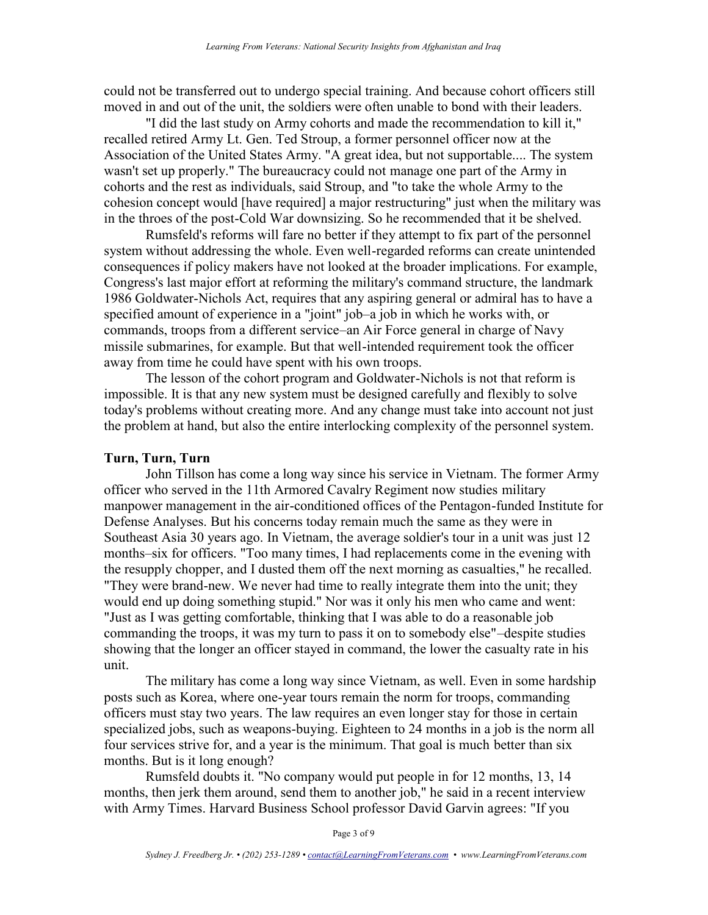could not be transferred out to undergo special training. And because cohort officers still moved in and out of the unit, the soldiers were often unable to bond with their leaders.

"I did the last study on Army cohorts and made the recommendation to kill it," recalled retired Army Lt. Gen. Ted Stroup, a former personnel officer now at the Association of the United States Army. "A great idea, but not supportable.... The system wasn't set up properly." The bureaucracy could not manage one part of the Army in cohorts and the rest as individuals, said Stroup, and "to take the whole Army to the cohesion concept would [have required] a major restructuring" just when the military was in the throes of the post-Cold War downsizing. So he recommended that it be shelved.

Rumsfeld's reforms will fare no better if they attempt to fix part of the personnel system without addressing the whole. Even well-regarded reforms can create unintended consequences if policy makers have not looked at the broader implications. For example, Congress's last major effort at reforming the military's command structure, the landmark 1986 Goldwater-Nichols Act, requires that any aspiring general or admiral has to have a specified amount of experience in a "joint" job–a job in which he works with, or commands, troops from a different service–an Air Force general in charge of Navy missile submarines, for example. But that well-intended requirement took the officer away from time he could have spent with his own troops.

The lesson of the cohort program and Goldwater-Nichols is not that reform is impossible. It is that any new system must be designed carefully and flexibly to solve today's problems without creating more. And any change must take into account not just the problem at hand, but also the entire interlocking complexity of the personnel system.

**Turn, Turn, Turn**

John Tillson has come a long way since his service in Vietnam. The former Army officer who served in the 11th Armored Cavalry Regiment now studies military manpower management in the air-conditioned offices of the Pentagon-funded Institute for Defense Analyses. But his concerns today remain much the same as they were in Southeast Asia 30 years ago. In Vietnam, the average soldier's tour in a unit was just 12 months–six for officers. "Too many times, I had replacements come in the evening with the resupply chopper, and I dusted them off the next morning as casualties," he recalled. "They were brand-new. We never had time to really integrate them into the unit; they would end up doing something stupid." Nor was it only his men who came and went: "Just as I was getting comfortable, thinking that I was able to do a reasonable job commanding the troops, it was my turn to pass it on to somebody else"–despite studies showing that the longer an officer stayed in command, the lower the casualty rate in his unit.

The military has come a long way since Vietnam, as well. Even in some hardship posts such as Korea, where one-year tours remain the norm for troops, commanding officers must stay two years. The law requires an even longer stay for those in certain specialized jobs, such as weapons-buying. Eighteen to 24 months in a job is the norm all four services strive for, and a year is the minimum. That goal is much better than six months. But is it long enough?

Rumsfeld doubts it. "No company would put people in for 12 months, 13, 14 months, then jerk them around, send them to another job," he said in a recent interview with Army Times. Harvard Business School professor David Garvin agrees: "If you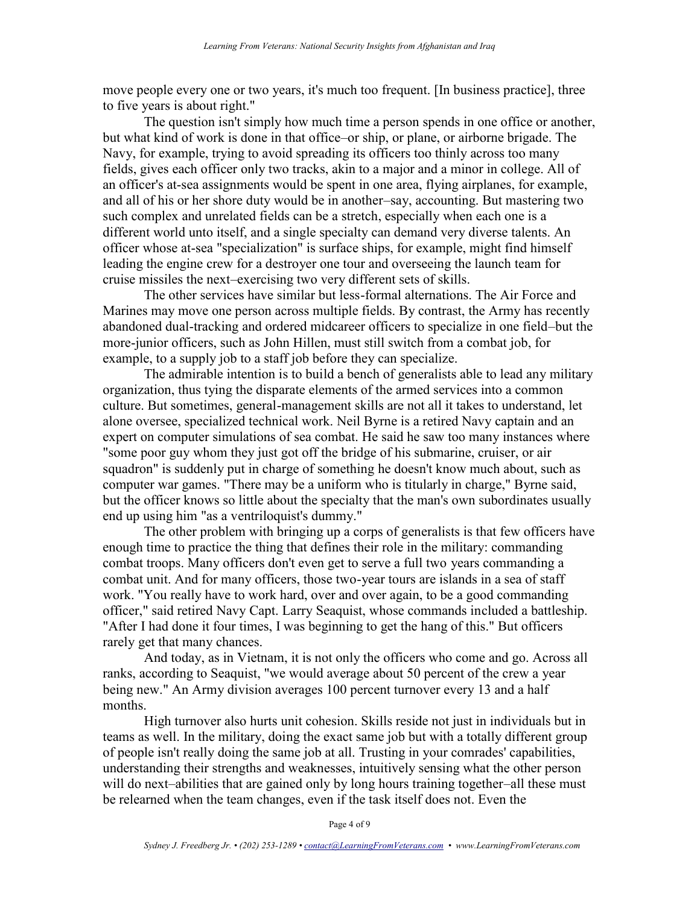move people every one or two years, it's much too frequent. [In business practice], three to five years is about right."

The question isn't simply how much time a person spends in one office or another, but what kind of work is done in that office–or ship, or plane, or airborne brigade. The Navy, for example, trying to avoid spreading its officers too thinly across too many fields, gives each officer only two tracks, akin to a major and a minor in college. All of an officer's at-sea assignments would be spent in one area, flying airplanes, for example, and all of his or her shore duty would be in another–say, accounting. But mastering two such complex and unrelated fields can be a stretch, especially when each one is a different world unto itself, and a single specialty can demand very diverse talents. An officer whose at-sea "specialization" is surface ships, for example, might find himself leading the engine crew for a destroyer one tour and overseeing the launch team for cruise missiles the next–exercising two very different sets of skills.

The other services have similar but less-formal alternations. The Air Force and Marines may move one person across multiple fields. By contrast, the Army has recently abandoned dual-tracking and ordered midcareer officers to specialize in one field–but the more-junior officers, such as John Hillen, must still switch from a combat job, for example, to a supply job to a staff job before they can specialize.

The admirable intention is to build a bench of generalists able to lead any military organization, thus tying the disparate elements of the armed services into a common culture. But sometimes, general-management skills are not all it takes to understand, let alone oversee, specialized technical work. Neil Byrne is a retired Navy captain and an expert on computer simulations of sea combat. He said he saw too many instances where "some poor guy whom they just got off the bridge of his submarine, cruiser, or air squadron" is suddenly put in charge of something he doesn't know much about, such as computer war games. "There may be a uniform who is titularly in charge," Byrne said, but the officer knows so little about the specialty that the man's own subordinates usually end up using him "as a ventriloquist's dummy."

The other problem with bringing up a corps of generalists is that few officers have enough time to practice the thing that defines their role in the military: commanding combat troops. Many officers don't even get to serve a full two years commanding a combat unit. And for many officers, those two-year tours are islands in a sea of staff work. "You really have to work hard, over and over again, to be a good commanding officer," said retired Navy Capt. Larry Seaquist, whose commands included a battleship. "After I had done it four times, I was beginning to get the hang of this." But officers rarely get that many chances.

And today, as in Vietnam, it is not only the officers who come and go. Across all ranks, according to Seaquist, "we would average about 50 percent of the crew a year being new." An Army division averages 100 percent turnover every 13 and a half months.

High turnover also hurts unit cohesion. Skills reside not just in individuals but in teams as well. In the military, doing the exact same job but with a totally different group of people isn't really doing the same job at all. Trusting in your comrades' capabilities, understanding their strengths and weaknesses, intuitively sensing what the other person will do next–abilities that are gained only by long hours training together–all these must be relearned when the team changes, even if the task itself does not. Even the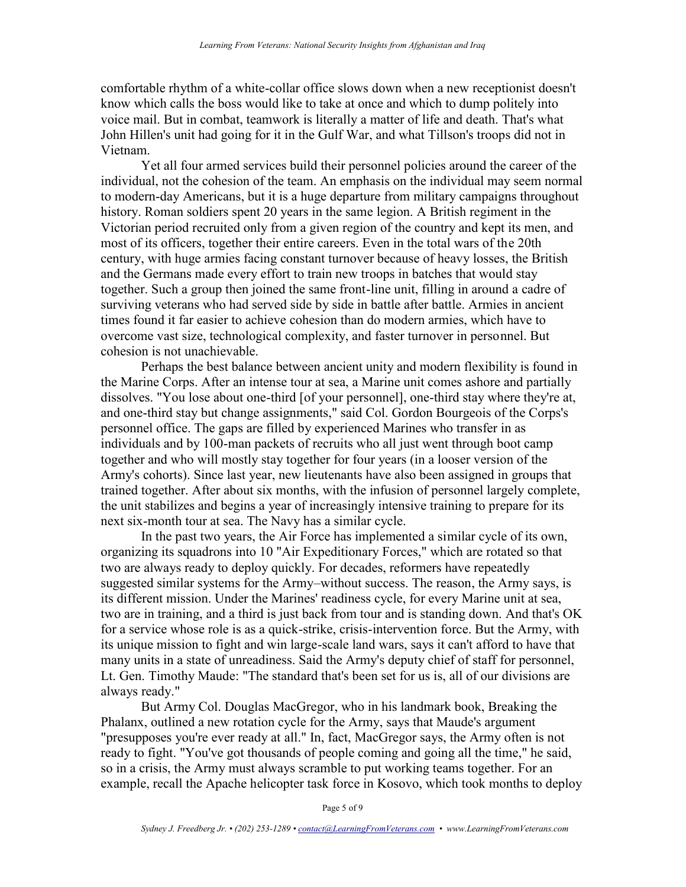comfortable rhythm of a white-collar office slows down when a new receptionist doesn't know which calls the boss would like to take at once and which to dump politely into voice mail. But in combat, teamwork is literally a matter of life and death. That's what John Hillen's unit had going for it in the Gulf War, and what Tillson's troops did not in Vietnam.

Yet all four armed services build their personnel policies around the career of the individual, not the cohesion of the team. An emphasis on the individual may seem normal to modern-day Americans, but it is a huge departure from military campaigns throughout history. Roman soldiers spent 20 years in the same legion. A British regiment in the Victorian period recruited only from a given region of the country and kept its men, and most of its officers, together their entire careers. Even in the total wars of the 20th century, with huge armies facing constant turnover because of heavy losses, the British and the Germans made every effort to train new troops in batches that would stay together. Such a group then joined the same front-line unit, filling in around a cadre of surviving veterans who had served side by side in battle after battle. Armies in ancient times found it far easier to achieve cohesion than do modern armies, which have to overcome vast size, technological complexity, and faster turnover in personnel. But cohesion is not unachievable.

Perhaps the best balance between ancient unity and modern flexibility is found in the Marine Corps. After an intense tour at sea, a Marine unit comes ashore and partially dissolves. "You lose about one-third [of your personnel], one-third stay where they're at, and one-third stay but change assignments," said Col. Gordon Bourgeois of the Corps's personnel office. The gaps are filled by experienced Marines who transfer in as individuals and by 100-man packets of recruits who all just went through boot camp together and who will mostly stay together for four years (in a looser version of the Army's cohorts). Since last year, new lieutenants have also been assigned in groups that trained together. After about six months, with the infusion of personnel largely complete, the unit stabilizes and begins a year of increasingly intensive training to prepare for its next six-month tour at sea. The Navy has a similar cycle.

In the past two years, the Air Force has implemented a similar cycle of its own, organizing its squadrons into 10 "Air Expeditionary Forces," which are rotated so that two are always ready to deploy quickly. For decades, reformers have repeatedly suggested similar systems for the Army–without success. The reason, the Army says, is its different mission. Under the Marines' readiness cycle, for every Marine unit at sea, two are in training, and a third is just back from tour and is standing down. And that's OK for a service whose role is as a quick-strike, crisis-intervention force. But the Army, with its unique mission to fight and win large-scale land wars, says it can't afford to have that many units in a state of unreadiness. Said the Army's deputy chief of staff for personnel, Lt. Gen. Timothy Maude: "The standard that's been set for us is, all of our divisions are always ready."

But Army Col. Douglas MacGregor, who in his landmark book, Breaking the Phalanx, outlined a new rotation cycle for the Army, says that Maude's argument "presupposes you're ever ready at all." In, fact, MacGregor says, the Army often is not ready to fight. "You've got thousands of people coming and going all the time," he said, so in a crisis, the Army must always scramble to put working teams together. For an example, recall the Apache helicopter task force in Kosovo, which took months to deploy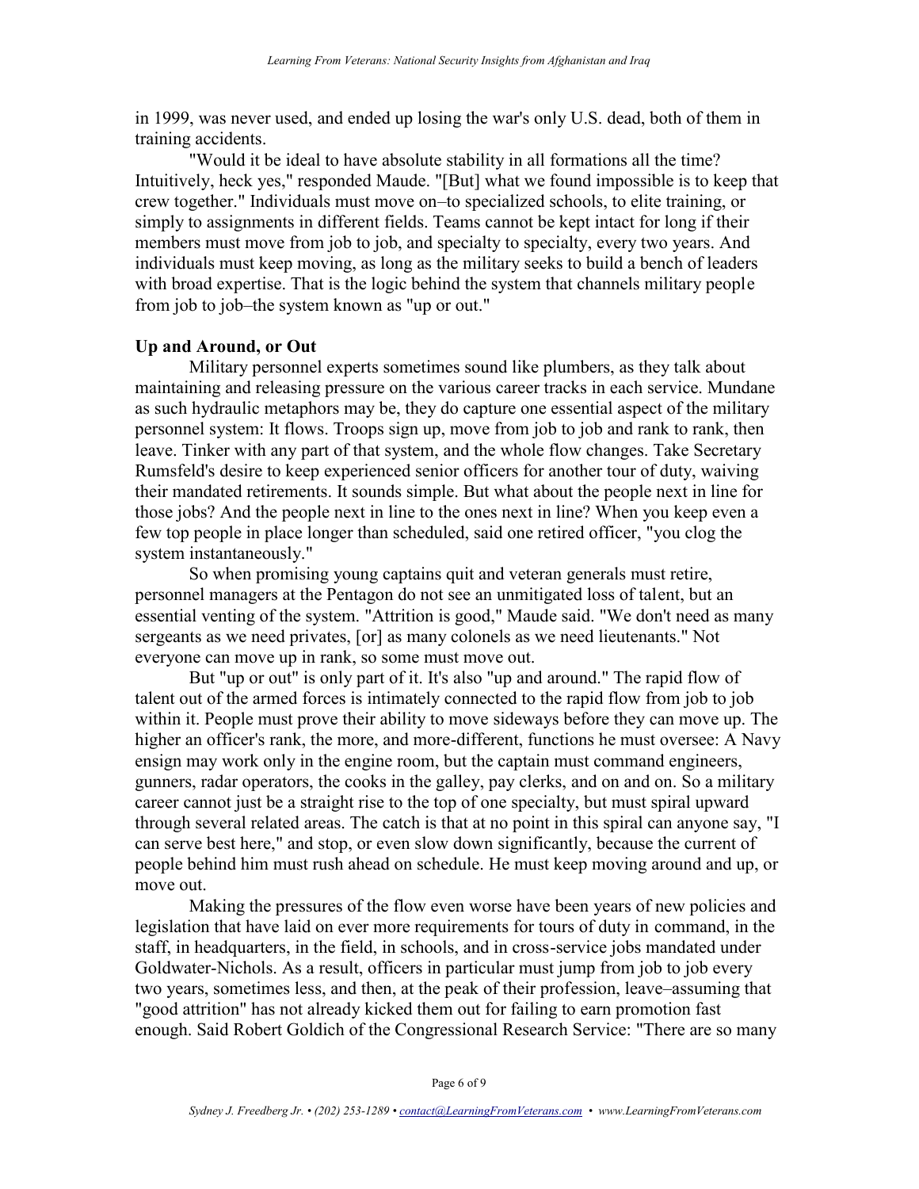in 1999, was never used, and ended up losing the war's only U.S. dead, both of them in training accidents.

"Would it be ideal to have absolute stability in all formations all the time? Intuitively, heck yes," responded Maude. "[But] what we found impossible is to keep that crew together." Individuals must move on–to specialized schools, to elite training, or simply to assignments in different fields. Teams cannot be kept intact for long if their members must move from job to job, and specialty to specialty, every two years. And individuals must keep moving, as long as the military seeks to build a bench of leaders with broad expertise. That is the logic behind the system that channels military people from job to job–the system known as "up or out."

**Up and Around, or Out**

Military personnel experts sometimes sound like plumbers, as they talk about maintaining and releasing pressure on the various career tracks in each service. Mundane as such hydraulic metaphors may be, they do capture one essential aspect of the military personnel system: It flows. Troops sign up, move from job to job and rank to rank, then leave. Tinker with any part of that system, and the whole flow changes. Take Secretary Rumsfeld's desire to keep experienced senior officers for another tour of duty, waiving their mandated retirements. It sounds simple. But what about the people next in line for those jobs? And the people next in line to the ones next in line? When you keep even a few top people in place longer than scheduled, said one retired officer, "you clog the system instantaneously."

So when promising young captains quit and veteran generals must retire, personnel managers at the Pentagon do not see an unmitigated loss of talent, but an essential venting of the system. "Attrition is good," Maude said. "We don't need as many sergeants as we need privates, [or] as many colonels as we need lieutenants." Not everyone can move up in rank, so some must move out.

But "up or out" is only part of it. It's also "up and around." The rapid flow of talent out of the armed forces is intimately connected to the rapid flow from job to job within it. People must prove their ability to move sideways before they can move up. The higher an officer's rank, the more, and more-different, functions he must oversee: A Navy ensign may work only in the engine room, but the captain must command engineers, gunners, radar operators, the cooks in the galley, pay clerks, and on and on. So a military career cannot just be a straight rise to the top of one specialty, but must spiral upward through several related areas. The catch is that at no point in this spiral can anyone say, "I can serve best here," and stop, or even slow down significantly, because the current of people behind him must rush ahead on schedule. He must keep moving around and up, or move out.

Making the pressures of the flow even worse have been years of new policies and legislation that have laid on ever more requirements for tours of duty in command, in the staff, in headquarters, in the field, in schools, and in cross-service jobs mandated under Goldwater-Nichols. As a result, officers in particular must jump from job to job every two years, sometimes less, and then, at the peak of their profession, leave–assuming that "good attrition" has not already kicked them out for failing to earn promotion fast enough. Said Robert Goldich of the Congressional Research Service: "There are so many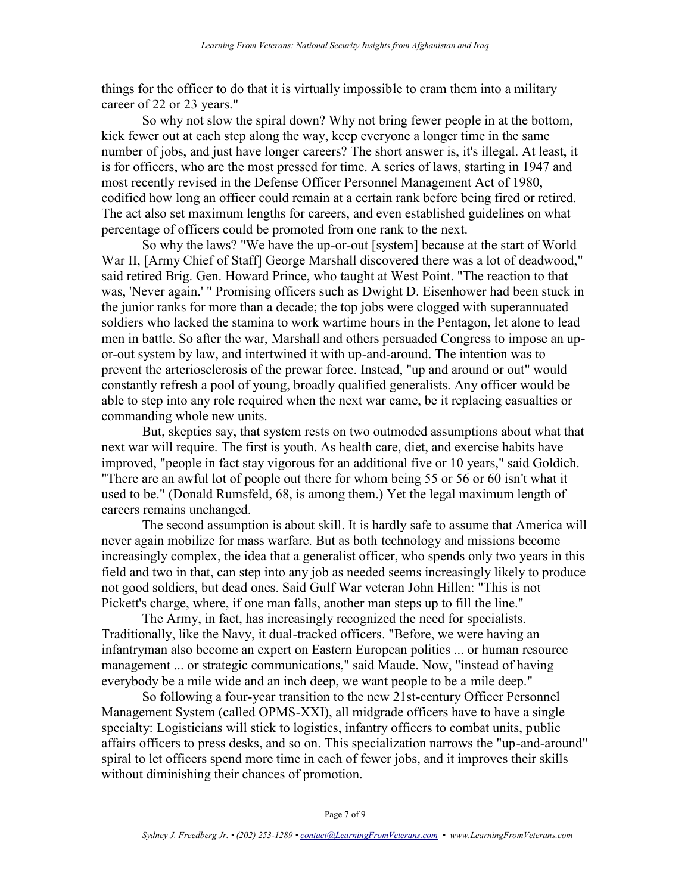things for the officer to do that it is virtually impossible to cram them into a military career of 22 or 23 years."

So why not slow the spiral down? Why not bring fewer people in at the bottom, kick fewer out at each step along the way, keep everyone a longer time in the same number of jobs, and just have longer careers? The short answer is, it's illegal. At least, it is for officers, who are the most pressed for time. A series of laws, starting in 1947 and most recently revised in the Defense Officer Personnel Management Act of 1980, codified how long an officer could remain at a certain rank before being fired or retired. The act also set maximum lengths for careers, and even established guidelines on what percentage of officers could be promoted from one rank to the next.

So why the laws? "We have the up-or-out [system] because at the start of World War II, [Army Chief of Staff] George Marshall discovered there was a lot of deadwood," said retired Brig. Gen. Howard Prince, who taught at West Point. "The reaction to that was, 'Never again.' " Promising officers such as Dwight D. Eisenhower had been stuck in the junior ranks for more than a decade; the top jobs were clogged with superannuated soldiers who lacked the stamina to work wartime hours in the Pentagon, let alone to lead men in battle. So after the war, Marshall and others persuaded Congress to impose an up-or-out system by law, and intertwined it with up-and-around. The intention was to prevent the arteriosclerosis of the prewar force. Instead, "up and around or out" would constantly refresh a pool of young, broadly qualified generalists. Any officer would be able to step into any role required when the next war came, be it replacing casualties or commanding whole new units.

But, skeptics say, that system rests on two outmoded assumptions about what that next war will require. The first is youth. As health care, diet, and exercise habits have improved, "people in fact stay vigorous for an additional five or 10 years," said Goldich. "There are an awful lot of people out there for whom being 55 or 56 or 60 isn't what it used to be." (Donald Rumsfeld, 68, is among them.) Yet the legal maximum length of careers remains unchanged.

The second assumption is about skill. It is hardly safe to assume that America will never again mobilize for mass warfare. But as both technology and missions become increasingly complex, the idea that a generalist officer, who spends only two years in this field and two in that, can step into any job as needed seems increasingly likely to produce not good soldiers, but dead ones. Said Gulf War veteran John Hillen: "This is not Pickett's charge, where, if one man falls, another man steps up to fill the line."

The Army, in fact, has increasingly recognized the need for specialists. Traditionally, like the Navy, it dual-tracked officers. "Before, we were having an infantryman also become an expert on Eastern European politics ... or human resource management ... or strategic communications," said Maude. Now, "instead of having everybody be a mile wide and an inch deep, we want people to be a mile deep."

So following a four-year transition to the new 21st-century Officer Personnel Management System (called OPMS-XXI), all midgrade officers have to have a single specialty: Logisticians will stick to logistics, infantry officers to combat units, public affairs officers to press desks, and so on. This specialization narrows the "up-and-around" spiral to let officers spend more time in each of fewer jobs, and it improves their skills without diminishing their chances of promotion.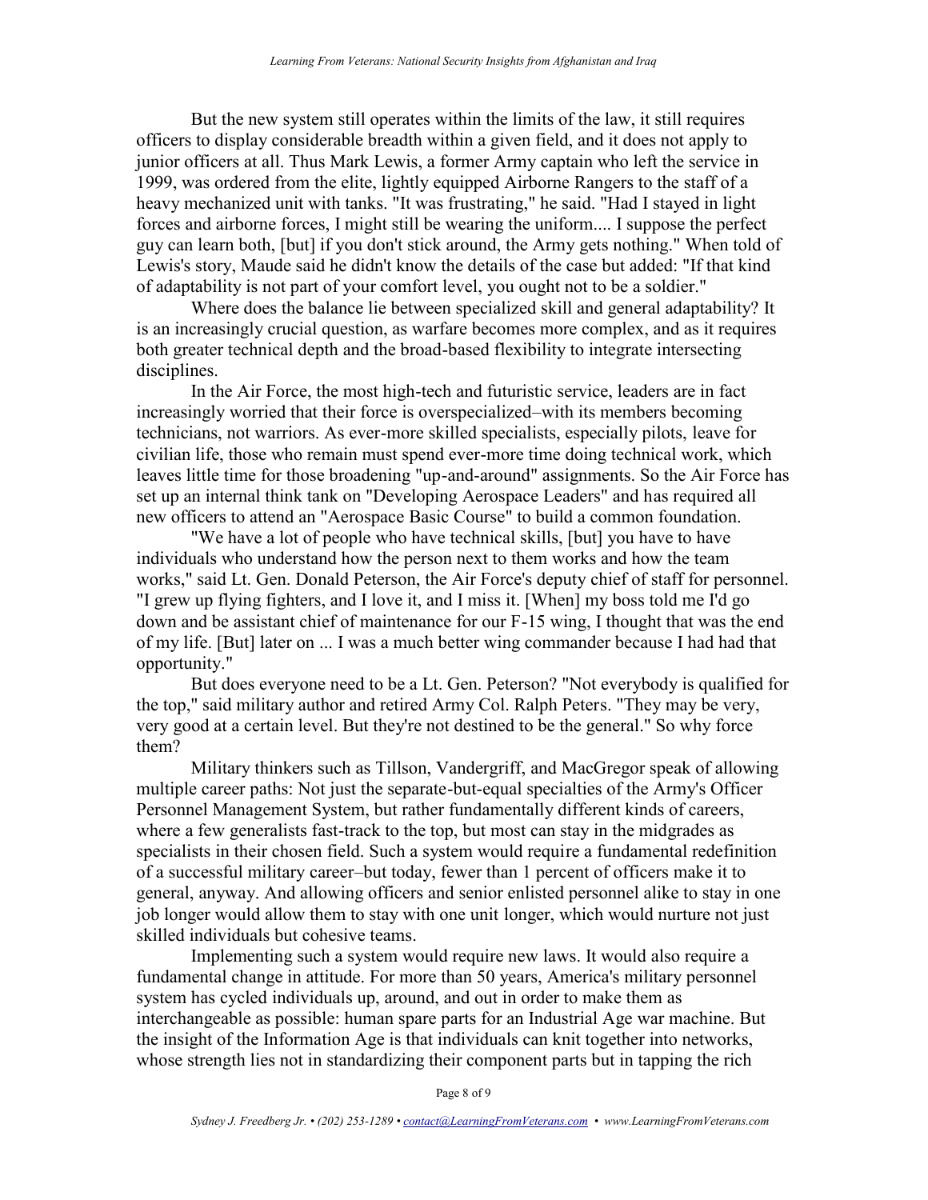But the new system still operates within the limits of the law, it still requires officers to display considerable breadth within a given field, and it does not apply to junior officers at all. Thus Mark Lewis, a former Army captain who left the service in 1999, was ordered from the elite, lightly equipped Airborne Rangers to the staff of a heavy mechanized unit with tanks. "It was frustrating," he said. "Had I stayed in light forces and airborne forces, I might still be wearing the uniform.... I suppose the perfect guy can learn both, [but] if you don't stick around, the Army gets nothing." When told of Lewis's story, Maude said he didn't know the details of the case but added: "If that kind of adaptability is not part of your comfort level, you ought not to be a soldier."

Where does the balance lie between specialized skill and general adaptability? It is an increasingly crucial question, as warfare becomes more complex, and as it requires both greater technical depth and the broad-based flexibility to integrate intersecting disciplines.

In the Air Force, the most high-tech and futuristic service, leaders are in fact increasingly worried that their force is overspecialized–with its members becoming technicians, not warriors. As ever-more skilled specialists, especially pilots, leave for civilian life, those who remain must spend ever-more time doing technical work, which leaves little time for those broadening "up-and-around" assignments. So the Air Force has set up an internal think tank on "Developing Aerospace Leaders" and has required all new officers to attend an "Aerospace Basic Course" to build a common foundation.

"We have a lot of people who have technical skills, [but] you have to have individuals who understand how the person next to them works and how the team works," said Lt. Gen. Donald Peterson, the Air Force's deputy chief of staff for personnel. "I grew up flying fighters, and I love it, and I miss it. [When] my boss told me I'd go down and be assistant chief of maintenance for our F-15 wing, I thought that was the end of my life. [But] later on ... I was a much better wing commander because I had had that opportunity."

But does everyone need to be a Lt. Gen. Peterson? "Not everybody is qualified for the top," said military author and retired Army Col. Ralph Peters. "They may be very, very good at a certain level. But they're not destined to be the general." So why force them?

Military thinkers such as Tillson, Vandergriff, and MacGregor speak of allowing multiple career paths: Not just the separate-but-equal specialties of the Army's Officer Personnel Management System, but rather fundamentally different kinds of careers, where a few generalists fast-track to the top, but most can stay in the midgrades as specialists in their chosen field. Such a system would require a fundamental redefinition of a successful military career–but today, fewer than 1 percent of officers make it to general, anyway. And allowing officers and senior enlisted personnel alike to stay in one job longer would allow them to stay with one unit longer, which would nurture not just skilled individuals but cohesive teams.

Implementing such a system would require new laws. It would also require a fundamental change in attitude. For more than 50 years, America's military personnel system has cycled individuals up, around, and out in order to make them as interchangeable as possible: human spare parts for an Industrial Age war machine. But the insight of the Information Age is that individuals can knit together into networks, whose strength lies not in standardizing their component parts but in tapping the rich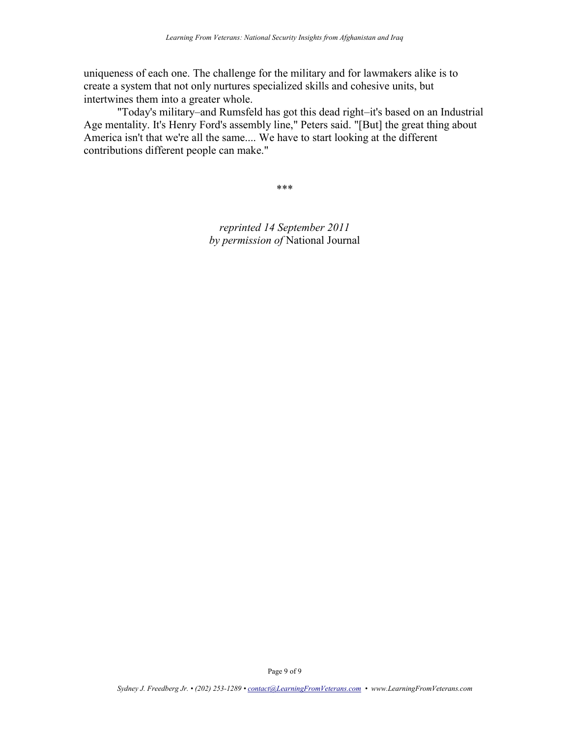uniqueness of each one. The challenge for the military and for lawmakers alike is to create a system that not only nurtures specialized skills and cohesive units, but intertwines them into a greater whole.

"Today's military–and Rumsfeld has got this dead right–it's based on an Industrial Age mentality. It's Henry Ford's assembly line," Peters said. "[But] the great thing about America isn't that we're all the same.... We have to start looking at the different contributions different people can make."

***

*reprinted 14 September 2011*
*by permission of* National Journal